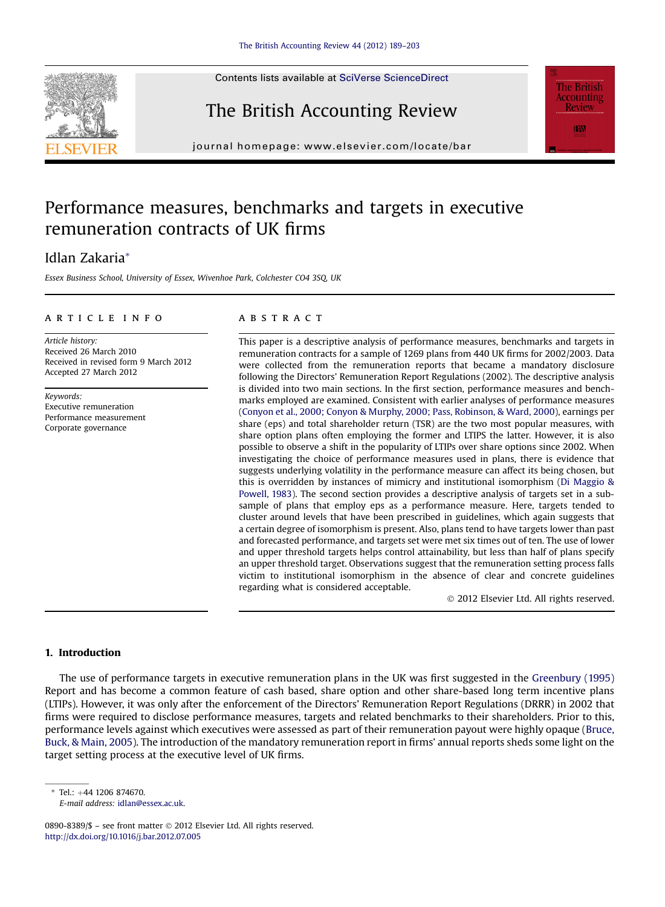# Performance measures, benchmarks and targets in executive remuneration contracts of UK firms

Idlan Zakaria*

*Essex Business School, University of Essex, Wivenhoe Park, Colchester CO4 3SQ, UK*

## ARTICLE INFO

*Article history:*
Received 26 March 2010
Received in revised form 9 March 2012
Accepted 27 March 2012

*Keywords:*
Executive remuneration
Performance measurement
Corporate governance

## ABSTRACT

This paper is a descriptive analysis of performance measures, benchmarks and targets in remuneration contracts for a sample of 1269 plans from 440 UK firms for 2002/2003. Data were collected from the remuneration reports that became a mandatory disclosure following the Directors' Remuneration Report Regulations (2002). The descriptive analysis is divided into two main sections. In the first section, performance measures and benchmarks employed are examined. Consistent with earlier analyses of performance measures (Conyon et al., 2000; Conyon & Murphy, 2000; Pass, Robinson, & Ward, 2000), earnings per share (eps) and total shareholder return (TSR) are the two most popular measures, with share option plans often employing the former and LTIPS the latter. However, it is also possible to observe a shift in the popularity of LTIPs over share options since 2002. When investigating the choice of performance measures used in plans, there is evidence that suggests underlying volatility in the performance measure can affect its being chosen, but this is overridden by instances of mimicry and institutional isomorphism (Di Maggio & Powell, 1983). The second section provides a descriptive analysis of targets set in a sub-sample of plans that employ eps as a performance measure. Here, targets tended to cluster around levels that have been prescribed in guidelines, which again suggests that a certain degree of isomorphism is present. Also, plans tend to have targets lower than past and forecasted performance, and targets set were met six times out of ten. The use of lower and upper threshold targets helps control attainability, but less than half of plans specify an upper threshold target. Observations suggest that the remuneration setting process falls victim to institutional isomorphism in the absence of clear and concrete guidelines regarding what is considered acceptable.

© 2012 Elsevier Ltd. All rights reserved.

## 1. Introduction

The use of performance targets in executive remuneration plans in the UK was first suggested in the Greenbury (1995) Report and has become a common feature of cash based, share option and other share-based long term incentive plans (LTIPs). However, it was only after the enforcement of the Directors' Remuneration Report Regulations (DRRR) in 2002 that firms were required to disclose performance measures, targets and related benchmarks to their shareholders. Prior to this, performance levels against which executives were assessed as part of their remuneration payout were highly opaque (Bruce, Buck, & Main, 2005). The introduction of the mandatory remuneration report in firms' annual reports sheds some light on the target setting process at the executive level of UK firms.

---

* Tel.: +44 1206 874670.
*E-mail address:* idlan@essex.ac.uk.

0890-8389/$ – see front matter © 2012 Elsevier Ltd. All rights reserved.
http://dx.doi.org/10.1016/j.bar.2012.07.005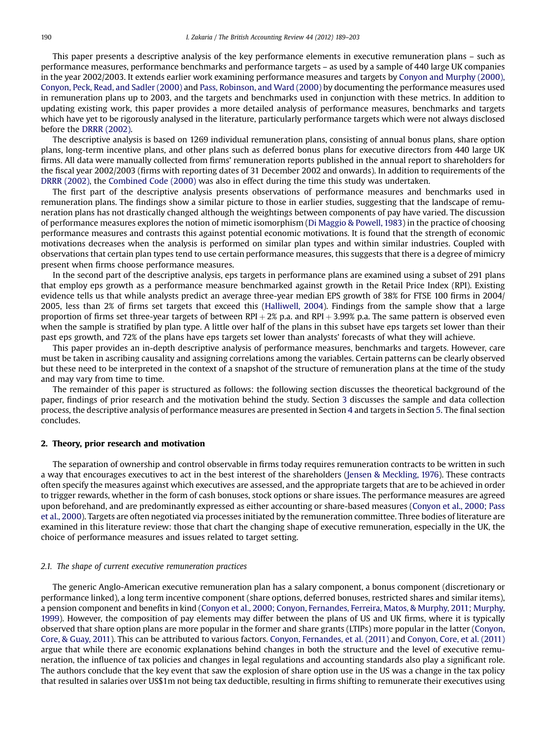This paper presents a descriptive analysis of the key performance elements in executive remuneration plans – such as performance measures, performance benchmarks and performance targets – as used by a sample of 440 large UK companies in the year 2002/2003. It extends earlier work examining performance measures and targets by Conyon and Murphy (2000), Conyon, Peck, Read, and Sadler (2000) and Pass, Robinson, and Ward (2000) by documenting the performance measures used in remuneration plans up to 2003, and the targets and benchmarks used in conjunction with these metrics. In addition to updating existing work, this paper provides a more detailed analysis of performance measures, benchmarks and targets which have yet to be rigorously analysed in the literature, particularly performance targets which were not always disclosed before the DRRR (2002).

The descriptive analysis is based on 1269 individual remuneration plans, consisting of annual bonus plans, share option plans, long-term incentive plans, and other plans such as deferred bonus plans for executive directors from 440 large UK firms. All data were manually collected from firms' remuneration reports published in the annual report to shareholders for the fiscal year 2002/2003 (firms with reporting dates of 31 December 2002 and onwards). In addition to requirements of the DRRR (2002), the Combined Code (2000) was also in effect during the time this study was undertaken.

The first part of the descriptive analysis presents observations of performance measures and benchmarks used in remuneration plans. The findings show a similar picture to those in earlier studies, suggesting that the landscape of remuneration plans has not drastically changed although the weightings between components of pay have varied. The discussion of performance measures explores the notion of mimetic isomorphism (Di Maggio & Powell, 1983) in the practice of choosing performance measures and contrasts this against potential economic motivations. It is found that the strength of economic motivations decreases when the analysis is performed on similar plan types and within similar industries. Coupled with observations that certain plan types tend to use certain performance measures, this suggests that there is a degree of mimicry present when firms choose performance measures.

In the second part of the descriptive analysis, eps targets in performance plans are examined using a subset of 291 plans that employ eps growth as a performance measure benchmarked against growth in the Retail Price Index (RPI). Existing evidence tells us that while analysts predict an average three-year median EPS growth of 38% for FTSE 100 firms in 2004/2005, less than 2% of firms set targets that exceed this (Halliwell, 2004). Findings from the sample show that a large proportion of firms set three-year targets of between RPI + 2% p.a. and RPI + 3.99% p.a. The same pattern is observed even when the sample is stratified by plan type. A little over half of the plans in this subset have eps targets set lower than their past eps growth, and 72% of the plans have eps targets set lower than analysts' forecasts of what they will achieve.

This paper provides an in-depth descriptive analysis of performance measures, benchmarks and targets. However, care must be taken in ascribing causality and assigning correlations among the variables. Certain patterns can be clearly observed but these need to be interpreted in the context of a snapshot of the structure of remuneration plans at the time of the study and may vary from time to time.

The remainder of this paper is structured as follows: the following section discusses the theoretical background of the paper, findings of prior research and the motivation behind the study. Section 3 discusses the sample and data collection process, the descriptive analysis of performance measures are presented in Section 4 and targets in Section 5. The final section concludes.

## 2. Theory, prior research and motivation

The separation of ownership and control observable in firms today requires remuneration contracts to be written in such a way that encourages executives to act in the best interest of the shareholders (Jensen & Meckling, 1976). These contracts often specify the measures against which executives are assessed, and the appropriate targets that are to be achieved in order to trigger rewards, whether in the form of cash bonuses, stock options or share issues. The performance measures are agreed upon beforehand, and are predominantly expressed as either accounting or share-based measures (Conyon et al., 2000; Pass et al., 2000). Targets are often negotiated via processes initiated by the remuneration committee. Three bodies of literature are examined in this literature review: those that chart the changing shape of executive remuneration, especially in the UK, the choice of performance measures and issues related to target setting.

### *2.1. The shape of current executive remuneration practices*

The generic Anglo-American executive remuneration plan has a salary component, a bonus component (discretionary or performance linked), a long term incentive component (share options, deferred bonuses, restricted shares and similar items), a pension component and benefits in kind (Conyon et al., 2000; Conyon, Fernandes, Ferreira, Matos, & Murphy, 2011; Murphy, 1999). However, the composition of pay elements may differ between the plans of US and UK firms, where it is typically observed that share option plans are more popular in the former and share grants (LTIPs) more popular in the latter (Conyon, Core, & Guay, 2011). This can be attributed to various factors. Conyon, Fernandes, et al. (2011) and Conyon, Core, et al. (2011) argue that while there are economic explanations behind changes in both the structure and the level of executive remuneration, the influence of tax policies and changes in legal regulations and accounting standards also play a significant role. The authors conclude that the key event that saw the explosion of share option use in the US was a change in the tax policy that resulted in salaries over US$1m not being tax deductible, resulting in firms shifting to remunerate their executives using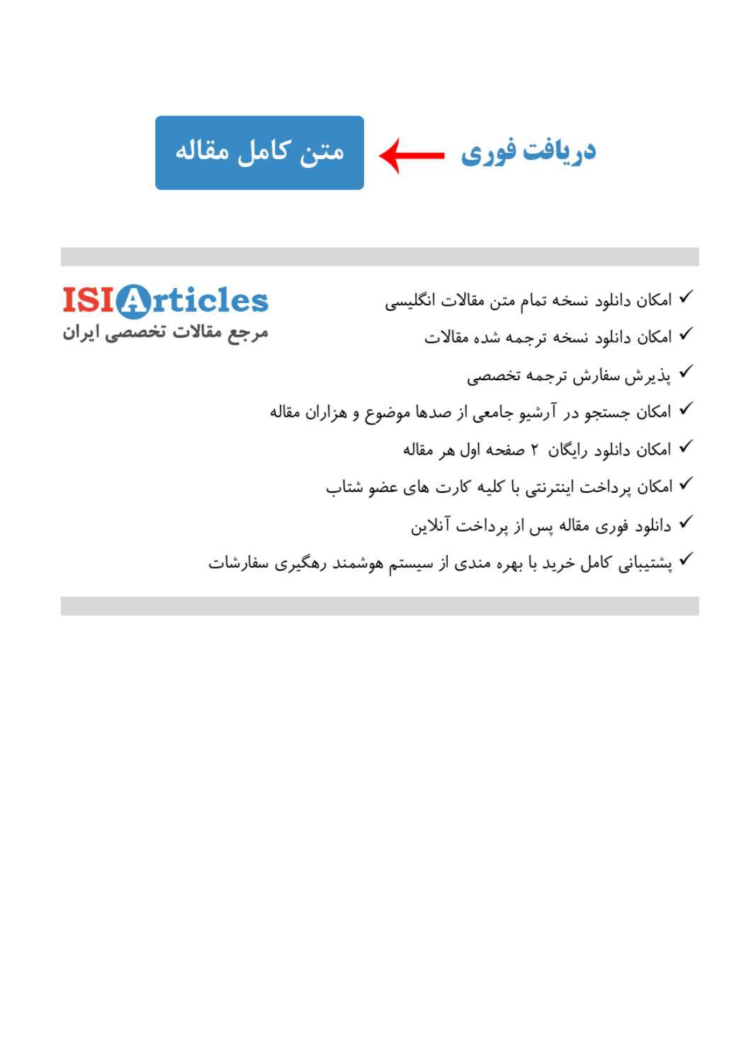دریافت فوری ← متن کامل مقاله

ISIArticles
مرجع مقالات تخصصی ایران

- ✓ امکان دانلود نسخه تمام متن مقالات انگلیسی
- ✓ امکان دانلود نسخه ترجمه شده مقالات
- ✓ پذیرش سفارش ترجمه تخصصی
- ✓ امکان جستجو در آرشیو جامعی از صدها موضوع و هزاران مقاله
- ✓ امکان دانلود رایگان ۲ صفحه اول هر مقاله
- ✓ امکان پرداخت اینترنتی با کلیه کارت های عضو شتاب
- ✓ دانلود فوری مقاله پس از پرداخت آنلاین
- ✓ پشتیبانی کامل خرید با بهره مندی از سیستم هوشمند رهگیری سفارشات